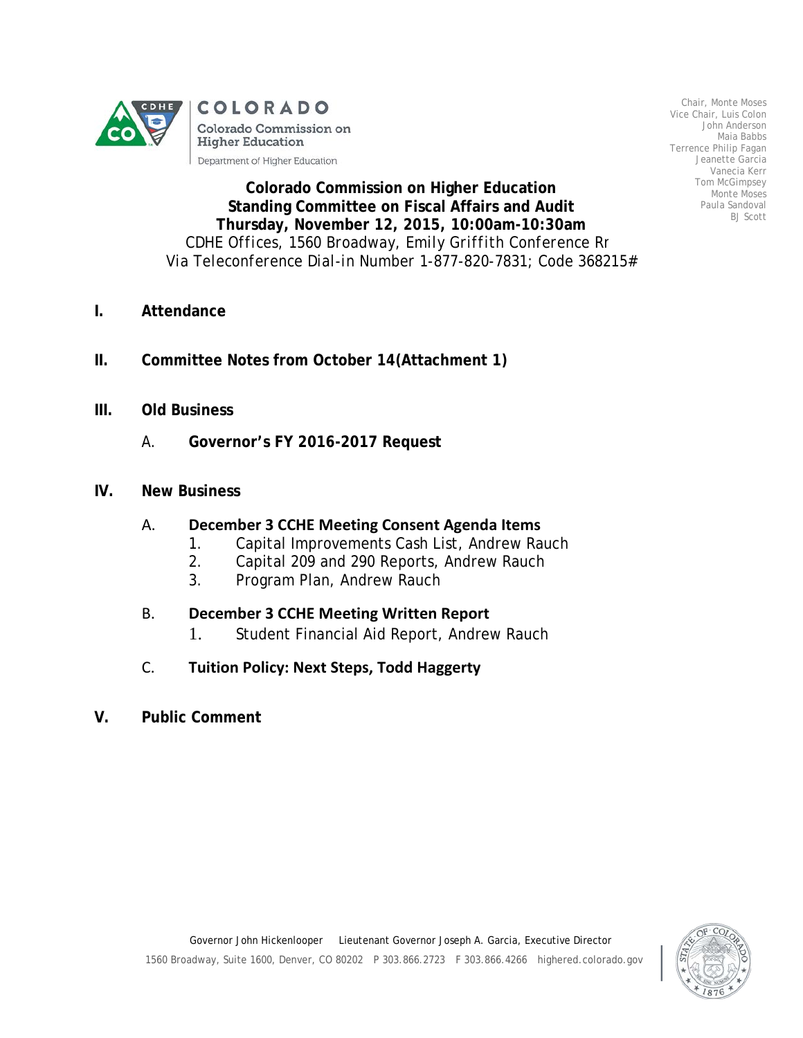COLORADO

Colorado Commission on Higher Education

Department of Higher Education

Chair, Monte Moses
Vice Chair, Luis Colon
John Anderson
Maia Babbs
Terrence Philip Fagan
Jeanette Garcia
Vanecia Kerr
Tom McGimpsey
Monte Moses
Paula Sandoval
BJ Scott

**Colorado Commission on Higher Education**
**Standing Committee on Fiscal Affairs and Audit**
**Thursday, November 12, 2015, 10:00am-10:30am**
CDHE Offices, 1560 Broadway, Emily Griffith Conference Rr
Via Teleconference Dial-in Number 1-877-820-7831; Code 368215#

**I. Attendance**

**II. Committee Notes from October 14(Attachment 1)**

**III. Old Business**

A. **Governor's FY 2016-2017 Request**

**IV. New Business**

A. **December 3 CCHE Meeting Consent Agenda Items**
   1. Capital Improvements Cash List, Andrew Rauch
   2. Capital 209 and 290 Reports, Andrew Rauch
   3. Program Plan, Andrew Rauch

B. **December 3 CCHE Meeting Written Report**
   1. Student Financial Aid Report, Andrew Rauch

C. **Tuition Policy: Next Steps, Todd Haggerty**

**V. Public Comment**

Governor John Hickenlooper Lieutenant Governor Joseph A. Garcia, Executive Director
1560 Broadway, Suite 1600, Denver, CO 80202 P 303.866.2723 F 303.866.4266 highered.colorado.gov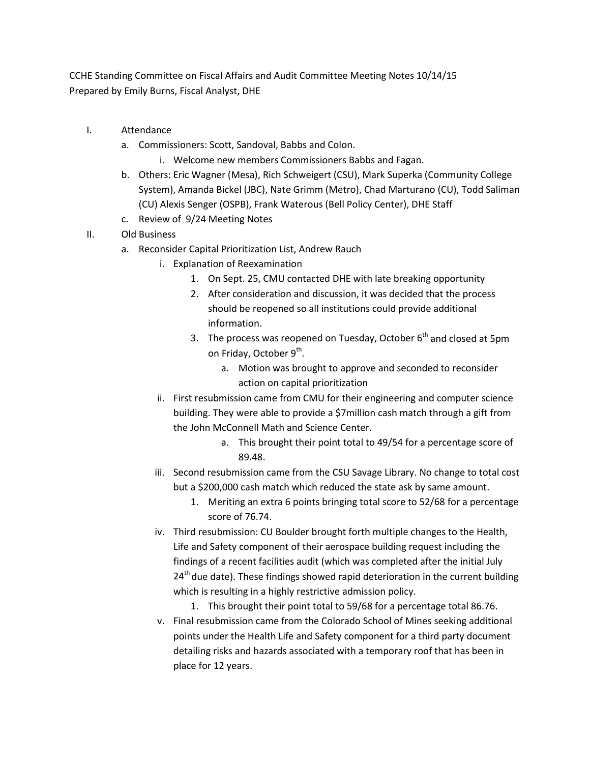CCHE Standing Committee on Fiscal Affairs and Audit Committee Meeting Notes 10/14/15
Prepared by Emily Burns, Fiscal Analyst, DHE

I. Attendance
   a. Commissioners: Scott, Sandoval, Babbs and Colon.
      i. Welcome new members Commissioners Babbs and Fagan.
   b. Others: Eric Wagner (Mesa), Rich Schweigert (CSU), Mark Superka (Community College System), Amanda Bickel (JBC), Nate Grimm (Metro), Chad Marturano (CU), Todd Saliman (CU) Alexis Senger (OSPB), Frank Waterous (Bell Policy Center), DHE Staff
   c. Review of 9/24 Meeting Notes

II. Old Business
   a. Reconsider Capital Prioritization List, Andrew Rauch
      i. Explanation of Reexamination
         1. On Sept. 25, CMU contacted DHE with late breaking opportunity
         2. After consideration and discussion, it was decided that the process should be reopened so all institutions could provide additional information.
         3. The process was reopened on Tuesday, October 6th and closed at 5pm on Friday, October 9th.
            a. Motion was brought to approve and seconded to reconsider action on capital prioritization
      ii. First resubmission came from CMU for their engineering and computer science building. They were able to provide a $7million cash match through a gift from the John McConnell Math and Science Center.
            a. This brought their point total to 49/54 for a percentage score of 89.48.
      iii. Second resubmission came from the CSU Savage Library. No change to total cost but a $200,000 cash match which reduced the state ask by same amount.
         1. Meriting an extra 6 points bringing total score to 52/68 for a percentage score of 76.74.
      iv. Third resubmission: CU Boulder brought forth multiple changes to the Health, Life and Safety component of their aerospace building request including the findings of a recent facilities audit (which was completed after the initial July 24th due date). These findings showed rapid deterioration in the current building which is resulting in a highly restrictive admission policy.
         1. This brought their point total to 59/68 for a percentage total 86.76.
      v. Final resubmission came from the Colorado School of Mines seeking additional points under the Health Life and Safety component for a third party document detailing risks and hazards associated with a temporary roof that has been in place for 12 years.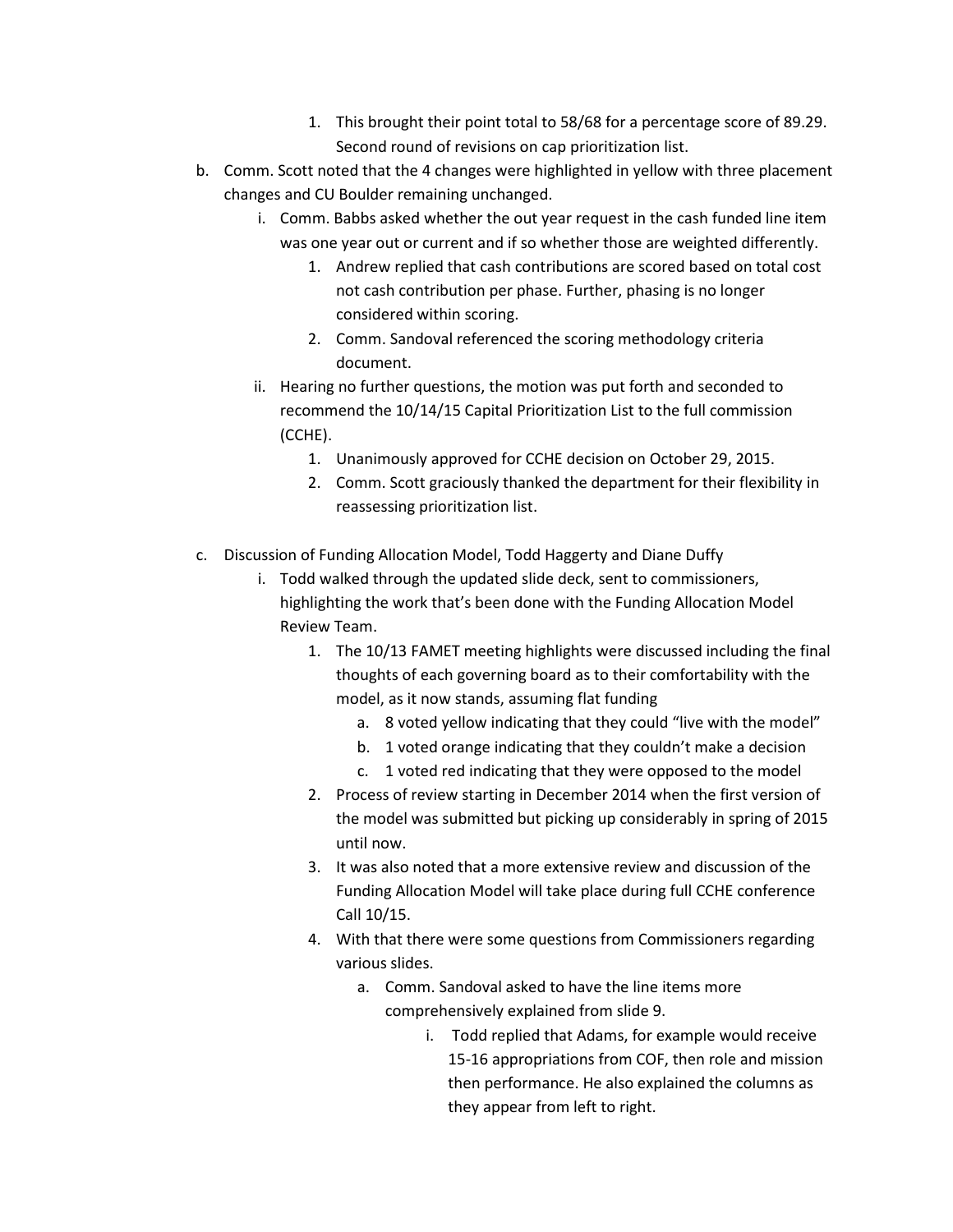1. This brought their point total to 58/68 for a percentage score of 89.29. Second round of revisions on cap prioritization list.

b. Comm. Scott noted that the 4 changes were highlighted in yellow with three placement changes and CU Boulder remaining unchanged.
    i. Comm. Babbs asked whether the out year request in the cash funded line item was one year out or current and if so whether those are weighted differently.
        1. Andrew replied that cash contributions are scored based on total cost not cash contribution per phase. Further, phasing is no longer considered within scoring.
        2. Comm. Sandoval referenced the scoring methodology criteria document.
    ii. Hearing no further questions, the motion was put forth and seconded to recommend the 10/14/15 Capital Prioritization List to the full commission (CCHE).
        1. Unanimously approved for CCHE decision on October 29, 2015.
        2. Comm. Scott graciously thanked the department for their flexibility in reassessing prioritization list.

c. Discussion of Funding Allocation Model, Todd Haggerty and Diane Duffy
    i. Todd walked through the updated slide deck, sent to commissioners, highlighting the work that's been done with the Funding Allocation Model Review Team.
        1. The 10/13 FAMET meeting highlights were discussed including the final thoughts of each governing board as to their comfortability with the model, as it now stands, assuming flat funding
            a. 8 voted yellow indicating that they could "live with the model"
            b. 1 voted orange indicating that they couldn't make a decision
            c. 1 voted red indicating that they were opposed to the model
        2. Process of review starting in December 2014 when the first version of the model was submitted but picking up considerably in spring of 2015 until now.
        3. It was also noted that a more extensive review and discussion of the Funding Allocation Model will take place during full CCHE conference Call 10/15.
        4. With that there were some questions from Commissioners regarding various slides.
            a. Comm. Sandoval asked to have the line items more comprehensively explained from slide 9.
                i. Todd replied that Adams, for example would receive 15-16 appropriations from COF, then role and mission then performance. He also explained the columns as they appear from left to right.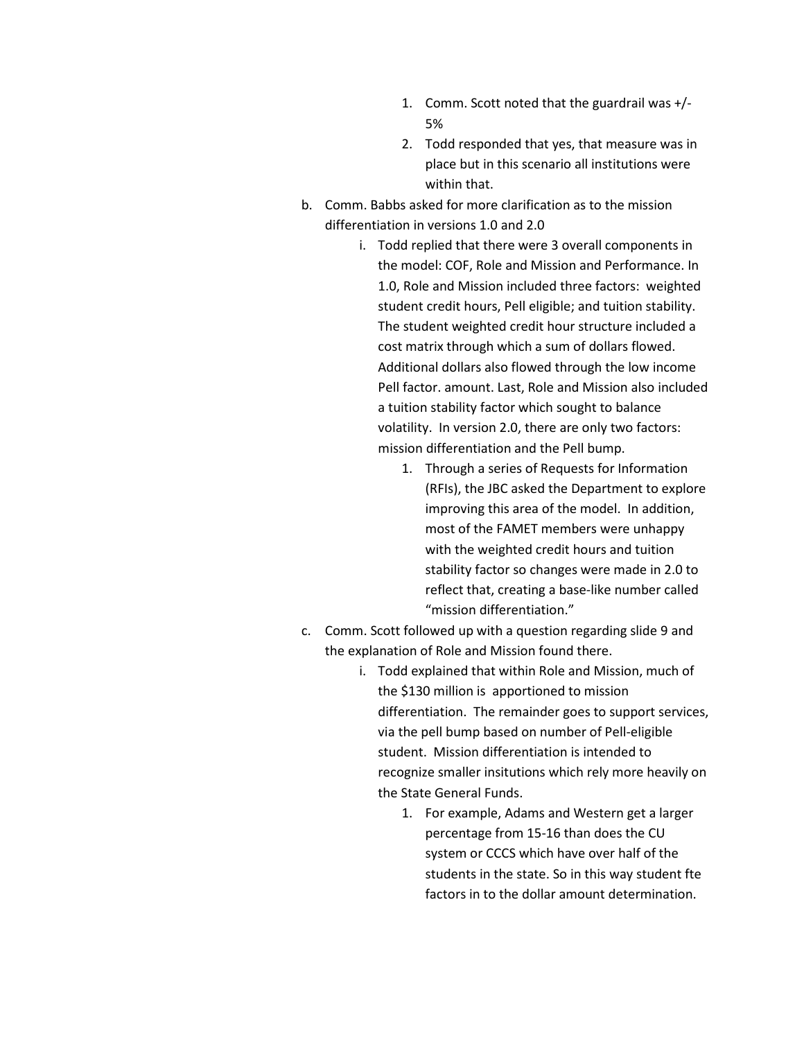1. Comm. Scott noted that the guardrail was +/- 5%
2. Todd responded that yes, that measure was in place but in this scenario all institutions were within that.

b. Comm. Babbs asked for more clarification as to the mission differentiation in versions 1.0 and 2.0

   i. Todd replied that there were 3 overall components in the model: COF, Role and Mission and Performance. In 1.0, Role and Mission included three factors: weighted student credit hours, Pell eligible; and tuition stability. The student weighted credit hour structure included a cost matrix through which a sum of dollars flowed. Additional dollars also flowed through the low income Pell factor. amount. Last, Role and Mission also included a tuition stability factor which sought to balance volatility. In version 2.0, there are only two factors: mission differentiation and the Pell bump.

      1. Through a series of Requests for Information (RFIs), the JBC asked the Department to explore improving this area of the model. In addition, most of the FAMET members were unhappy with the weighted credit hours and tuition stability factor so changes were made in 2.0 to reflect that, creating a base-like number called "mission differentiation."

c. Comm. Scott followed up with a question regarding slide 9 and the explanation of Role and Mission found there.

   i. Todd explained that within Role and Mission, much of the $130 million is apportioned to mission differentiation. The remainder goes to support services, via the pell bump based on number of Pell-eligible student. Mission differentiation is intended to recognize smaller insitutions which rely more heavily on the State General Funds.

      1. For example, Adams and Western get a larger percentage from 15-16 than does the CU system or CCCS which have over half of the students in the state. So in this way student fte factors in to the dollar amount determination.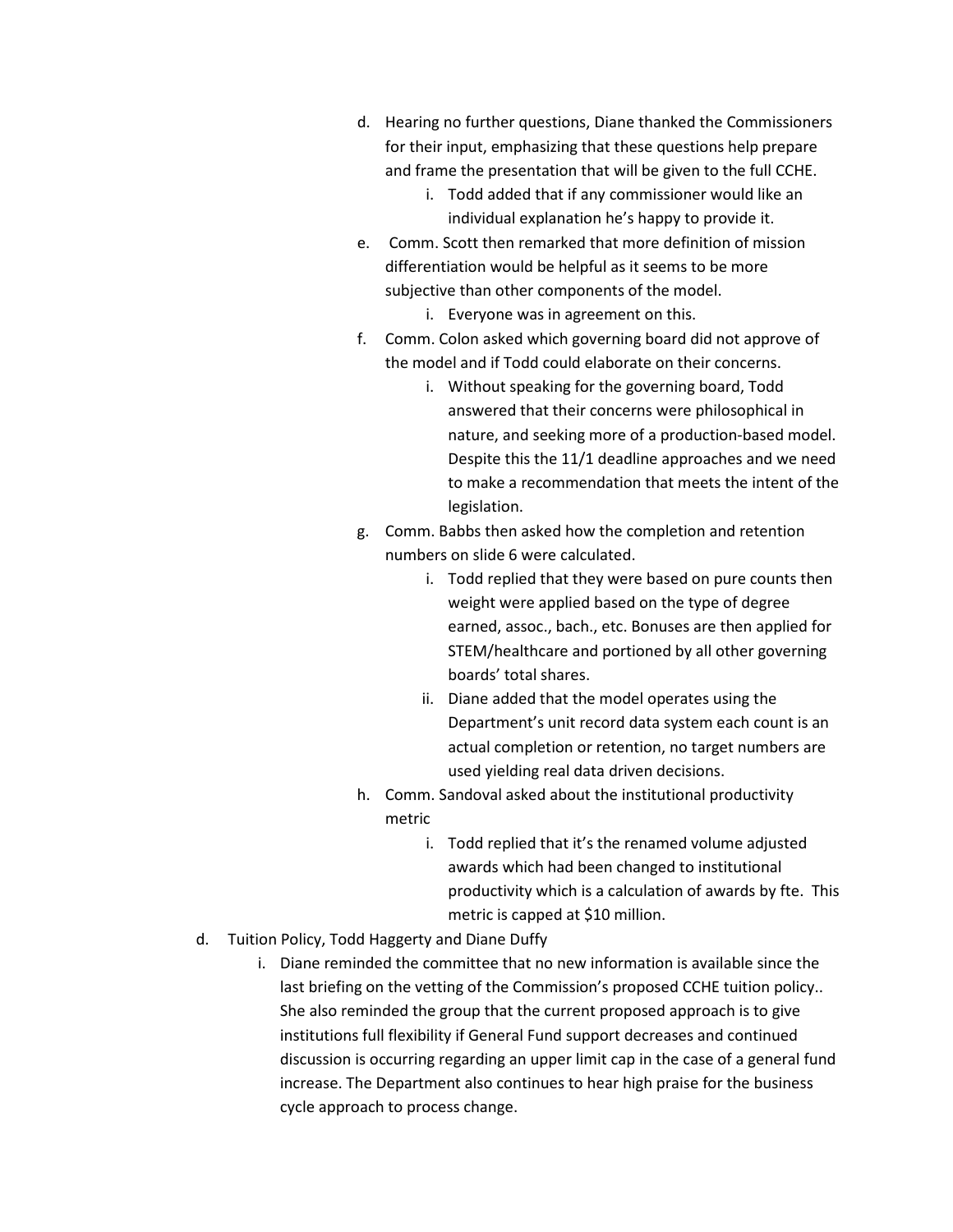d. Hearing no further questions, Diane thanked the Commissioners for their input, emphasizing that these questions help prepare and frame the presentation that will be given to the full CCHE.
    i. Todd added that if any commissioner would like an individual explanation he's happy to provide it.

e. Comm. Scott then remarked that more definition of mission differentiation would be helpful as it seems to be more subjective than other components of the model.
    i. Everyone was in agreement on this.

f. Comm. Colon asked which governing board did not approve of the model and if Todd could elaborate on their concerns.
    i. Without speaking for the governing board, Todd answered that their concerns were philosophical in nature, and seeking more of a production-based model. Despite this the 11/1 deadline approaches and we need to make a recommendation that meets the intent of the legislation.

g. Comm. Babbs then asked how the completion and retention numbers on slide 6 were calculated.
    i. Todd replied that they were based on pure counts then weight were applied based on the type of degree earned, assoc., bach., etc. Bonuses are then applied for STEM/healthcare and portioned by all other governing boards' total shares.
    ii. Diane added that the model operates using the Department's unit record data system each count is an actual completion or retention, no target numbers are used yielding real data driven decisions.

h. Comm. Sandoval asked about the institutional productivity metric
    i. Todd replied that it's the renamed volume adjusted awards which had been changed to institutional productivity which is a calculation of awards by fte. This metric is capped at $10 million.

d. Tuition Policy, Todd Haggerty and Diane Duffy
    i. Diane reminded the committee that no new information is available since the last briefing on the vetting of the Commission's proposed CCHE tuition policy.. She also reminded the group that the current proposed approach is to give institutions full flexibility if General Fund support decreases and continued discussion is occurring regarding an upper limit cap in the case of a general fund increase. The Department also continues to hear high praise for the business cycle approach to process change.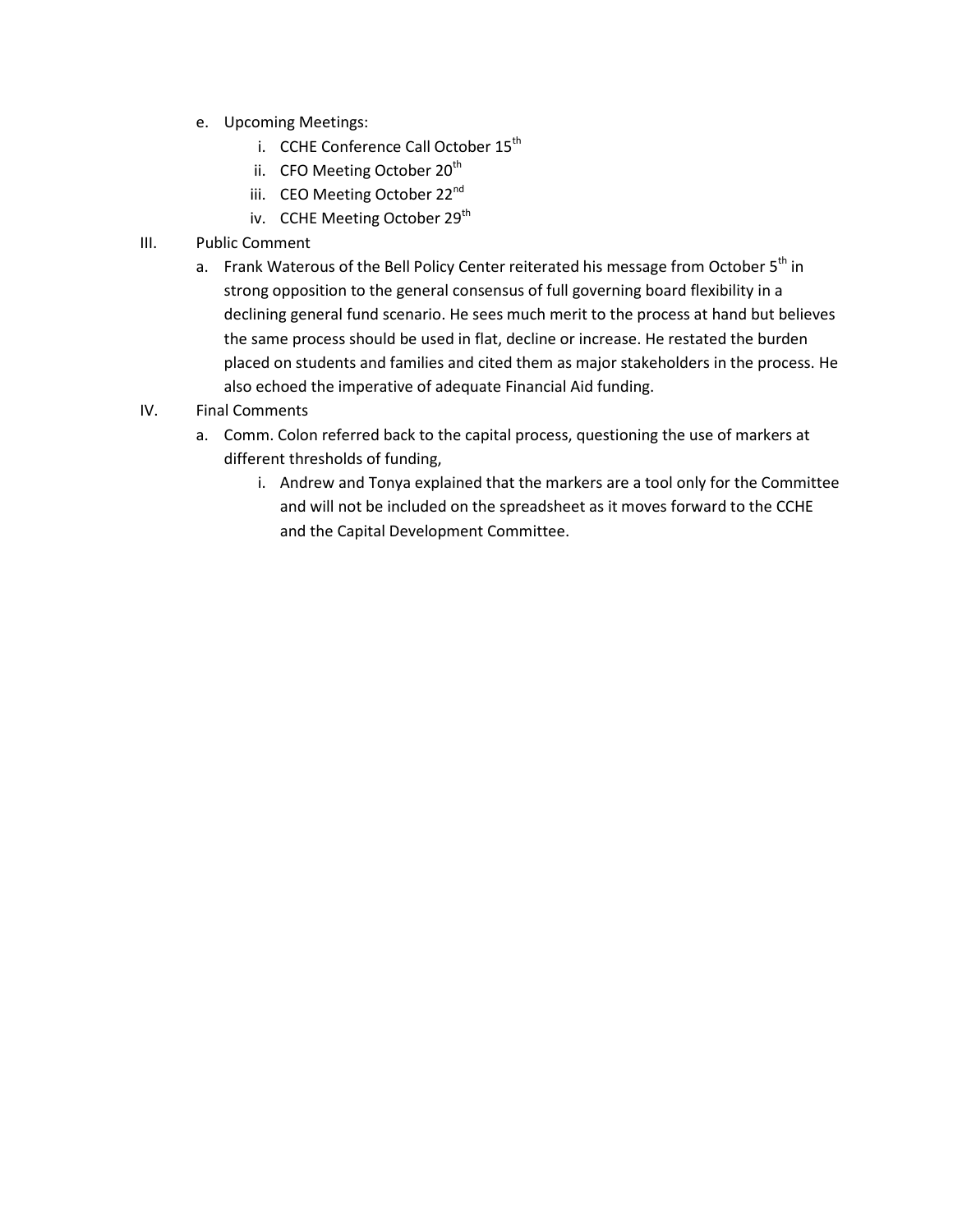e. Upcoming Meetings:
   i. CCHE Conference Call October 15th
   ii. CFO Meeting October 20th
   iii. CEO Meeting October 22nd
   iv. CCHE Meeting October 29th

III. Public Comment

a. Frank Waterous of the Bell Policy Center reiterated his message from October 5th in strong opposition to the general consensus of full governing board flexibility in a declining general fund scenario. He sees much merit to the process at hand but believes the same process should be used in flat, decline or increase. He restated the burden placed on students and families and cited them as major stakeholders in the process. He also echoed the imperative of adequate Financial Aid funding.

IV. Final Comments

a. Comm. Colon referred back to the capital process, questioning the use of markers at different thresholds of funding,
   i. Andrew and Tonya explained that the markers are a tool only for the Committee and will not be included on the spreadsheet as it moves forward to the CCHE and the Capital Development Committee.